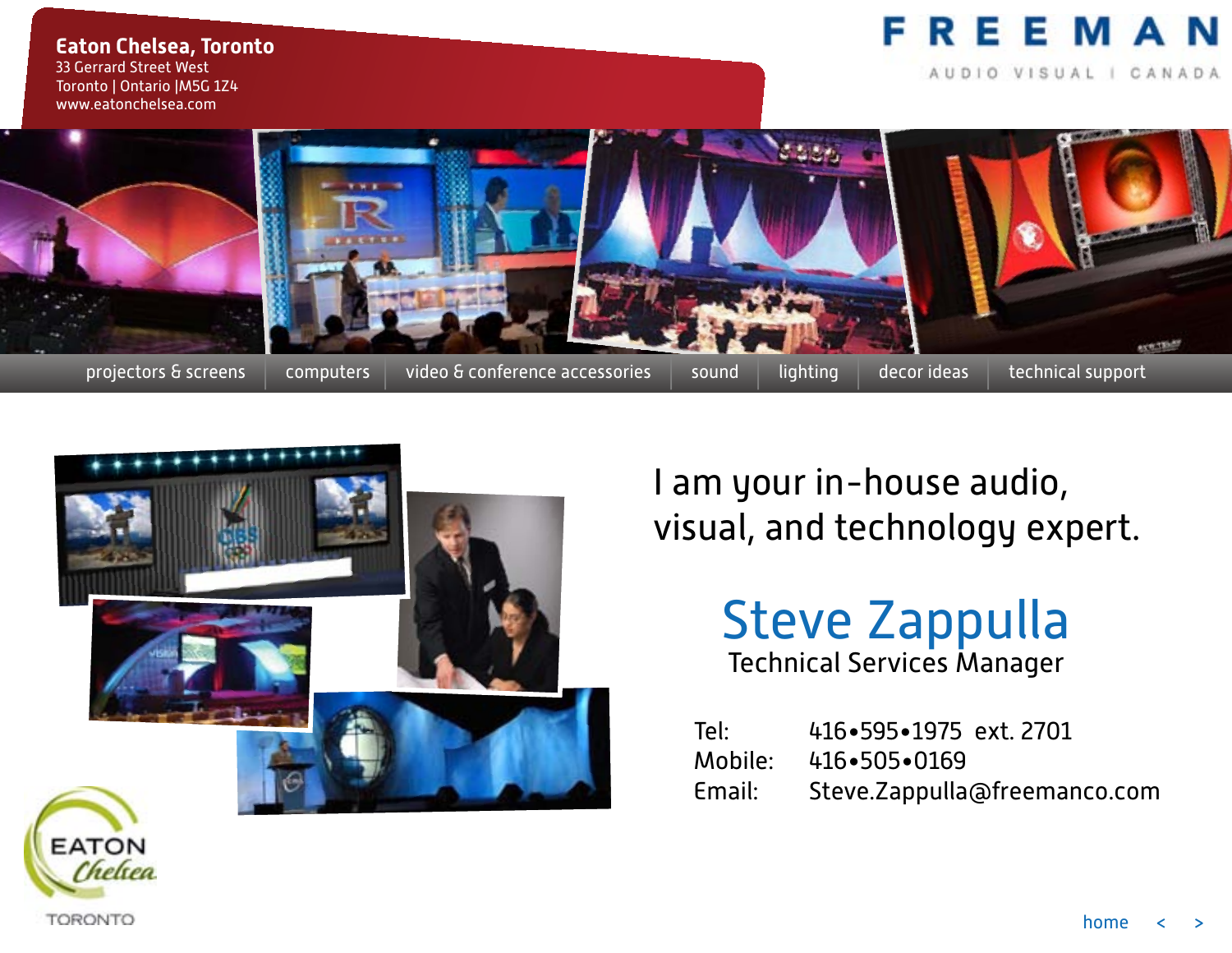**Eaton Chelsea, Toronto**
33 Gerrard Street West
Toronto | Ontario |M5G 1Z4
www.eatonchelsea.com

# FREEMAN
AUDIO VISUAL | CANADA

projectors & screens | computers | video & conference accessories | sound | lighting | decor ideas | technical support

I am your in-house audio, visual, and technology expert.

## Steve Zappulla
Technical Services Manager

Tel: 416•595•1975 ext. 2701
Mobile: 416•505•0169
Email: Steve.Zappulla@freemanco.com

EATON Chelsea
TORONTO

home < >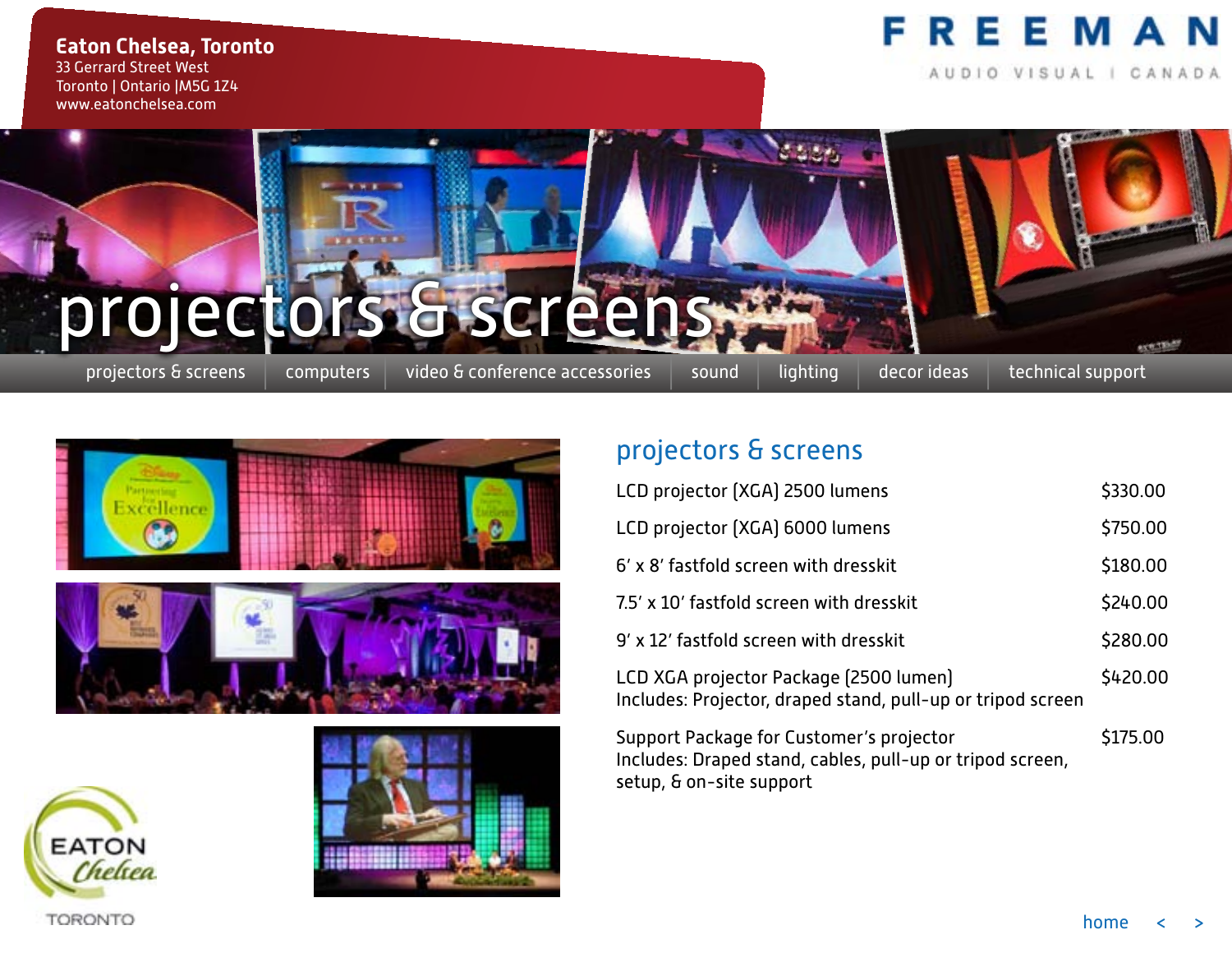**Eaton Chelsea, Toronto**
33 Gerrard Street West
Toronto | Ontario |M5G 1Z4
www.eatonchelsea.com

FREEMAN
AUDIO VISUAL | CANADA

# projectors & screens

projectors & screens | computers | video & conference accessories | sound | lighting | decor ideas | technical support

## projectors & screens

| Item | Price |
|---|---|
| LCD projector (XGA) 2500 lumens | $330.00 |
| LCD projector (XGA) 6000 lumens | $750.00 |
| 6' x 8' fastfold screen with dresskit | $180.00 |
| 7.5' x 10' fastfold screen with dresskit | $240.00 |
| 9' x 12' fastfold screen with dresskit | $280.00 |
| LCD XGA projector Package (2500 lumen)<br>Includes: Projector, draped stand, pull-up or tripod screen | $420.00 |
| Support Package for Customer's projector<br>Includes: Draped stand, cables, pull-up or tripod screen, setup, & on-site support | $175.00 |

EATON Chelsea
TORONTO

home < >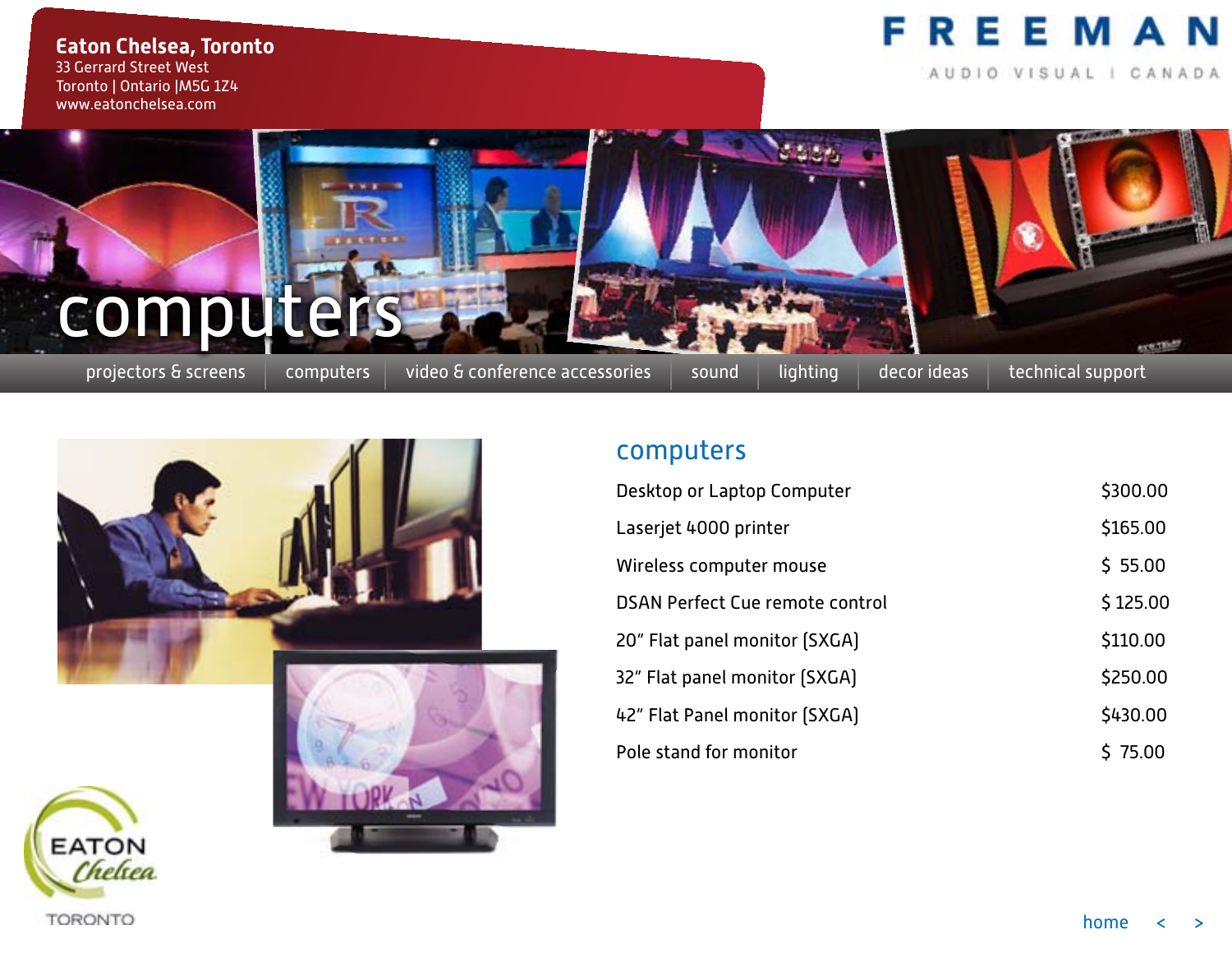**Eaton Chelsea, Toronto**
33 Gerrard Street West
Toronto | Ontario |M5G 1Z4
www.eatonchelsea.com

FREEMAN
AUDIO VISUAL | CANADA

# computers

projectors & screens | computers | video & conference accessories | sound | lighting | decor ideas | technical support

## computers

| Item | Price |
|---|---|
| Desktop or Laptop Computer | $300.00 |
| Laserjet 4000 printer | $165.00 |
| Wireless computer mouse | $ 55.00 |
| DSAN Perfect Cue remote control | $ 125.00 |
| 20" Flat panel monitor (SXGA) | $110.00 |
| 32" Flat panel monitor (SXGA) | $250.00 |
| 42" Flat Panel monitor (SXGA) | $430.00 |
| Pole stand for monitor | $ 75.00 |

EATON Chelsea TORONTO

home < >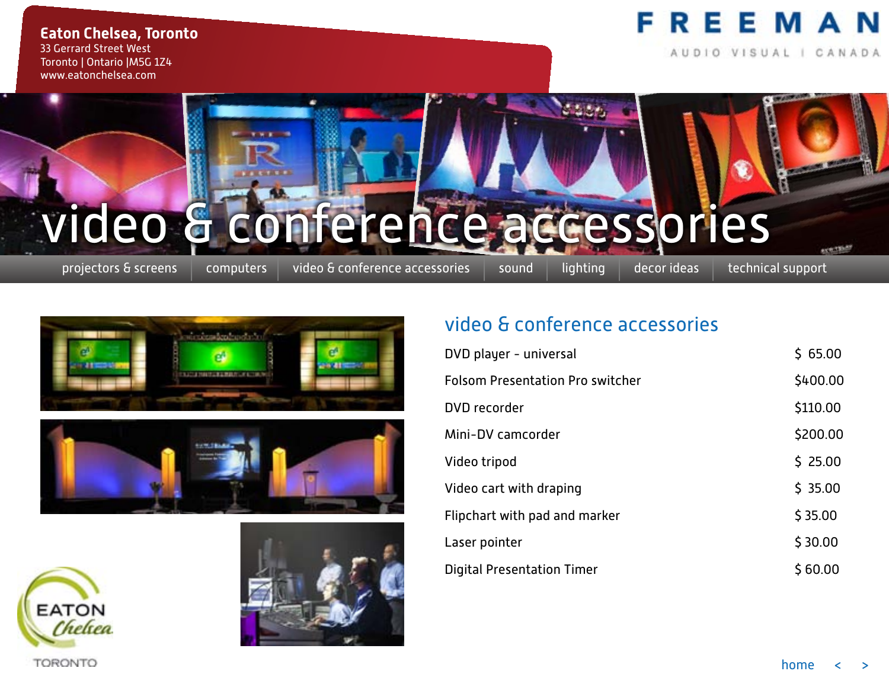**Eaton Chelsea, Toronto**
33 Gerrard Street West
Toronto | Ontario |M5G 1Z4
www.eatonchelsea.com

FREEMAN
AUDIO VISUAL | CANADA

# video & conference accessories

projectors & screens | computers | video & conference accessories | sound | lighting | decor ideas | technical support

## video & conference accessories

| Item | Price |
|---|---|
| DVD player - universal | $ 65.00 |
| Folsom Presentation Pro switcher | $400.00 |
| DVD recorder | $110.00 |
| Mini-DV camcorder | $200.00 |
| Video tripod | $ 25.00 |
| Video cart with draping | $ 35.00 |
| Flipchart with pad and marker | $ 35.00 |
| Laser pointer | $ 30.00 |
| Digital Presentation Timer | $ 60.00 |

EATON Chelsea
TORONTO

home < >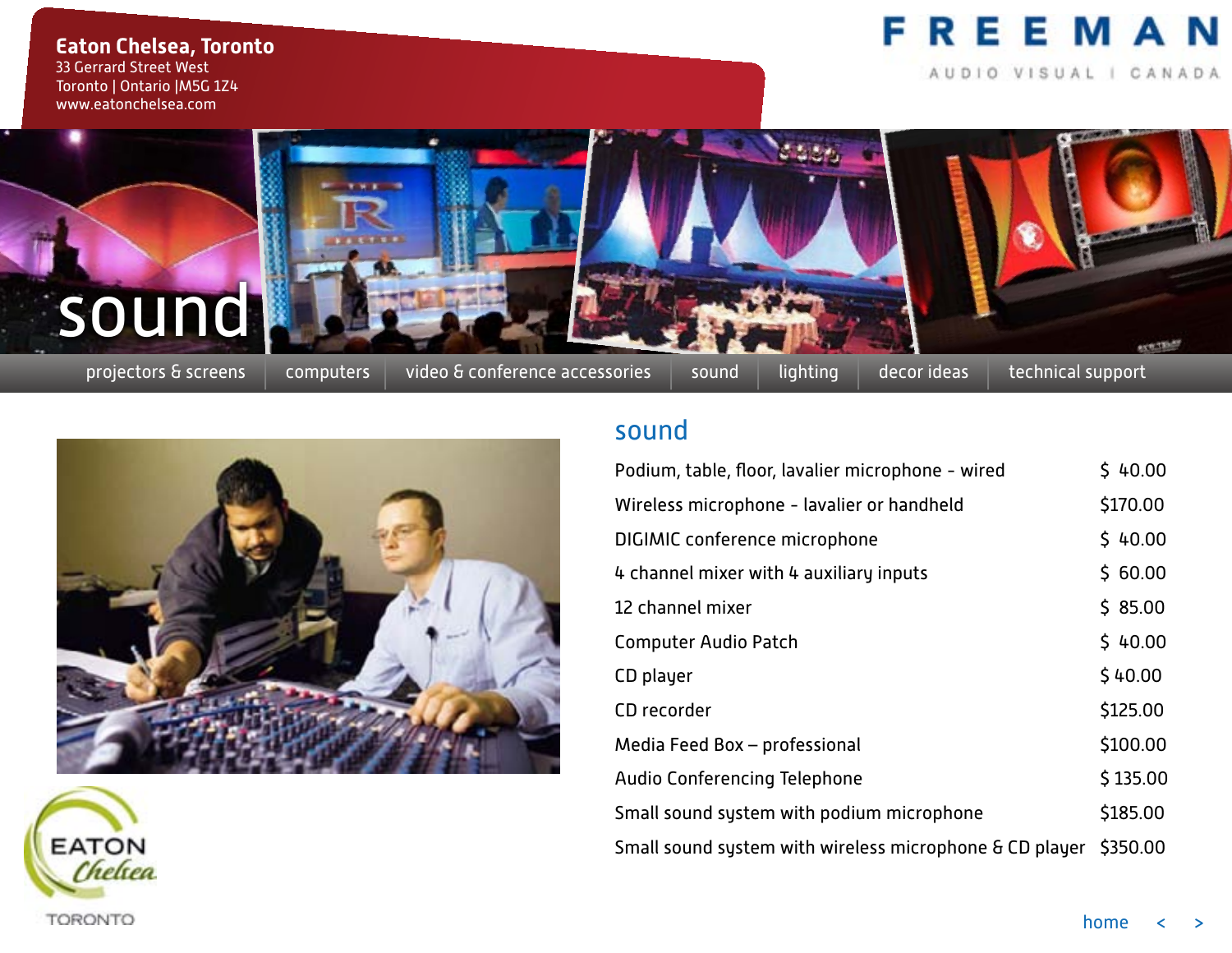**Eaton Chelsea, Toronto**
33 Gerrard Street West
Toronto | Ontario |M5G 1Z4
www.eatonchelsea.com

FREEMAN
AUDIO VISUAL | CANADA

# sound

projectors & screens | computers | video & conference accessories | sound | lighting | decor ideas | technical support

## sound

| Item | Price |
|---|---|
| Podium, table, floor, lavalier microphone - wired | $ 40.00 |
| Wireless microphone - lavalier or handheld | $170.00 |
| DIGIMIC conference microphone | $ 40.00 |
| 4 channel mixer with 4 auxiliary inputs | $ 60.00 |
| 12 channel mixer | $ 85.00 |
| Computer Audio Patch | $ 40.00 |
| CD player | $ 40.00 |
| CD recorder | $125.00 |
| Media Feed Box – professional | $100.00 |
| Audio Conferencing Telephone | $ 135.00 |
| Small sound system with podium microphone | $185.00 |
| Small sound system with wireless microphone & CD player | $350.00 |

EATON Chelsea TORONTO

home < >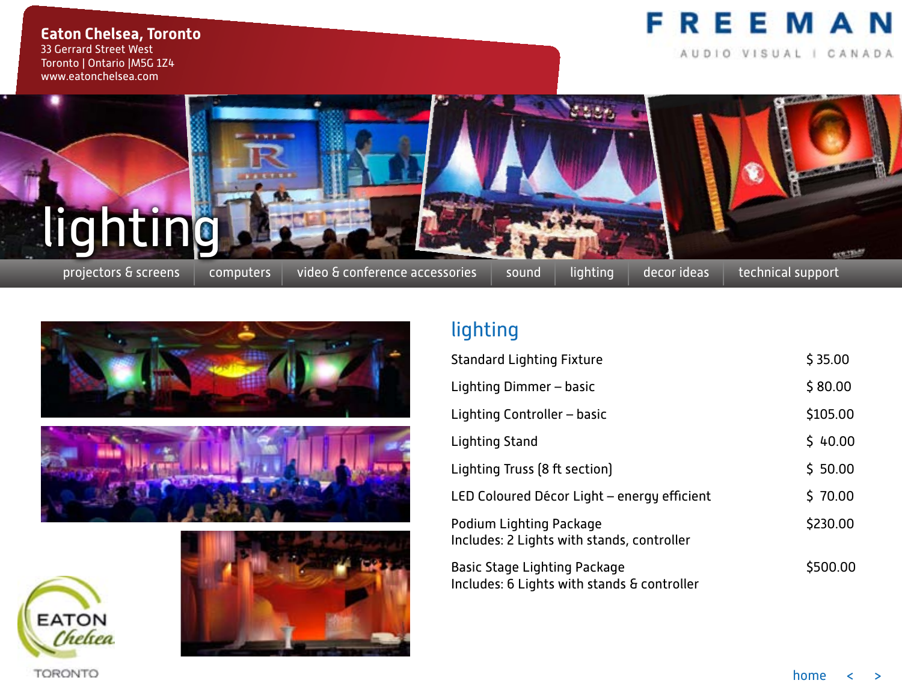**Eaton Chelsea, Toronto**
33 Gerrard Street West
Toronto | Ontario |M5G 1Z4
www.eatonchelsea.com

FREEMAN
AUDIO VISUAL | CANADA

# lighting

projectors & screens | computers | video & conference accessories | sound | lighting | decor ideas | technical support

## lighting

| Item | Price |
|---|---|
| Standard Lighting Fixture | $ 35.00 |
| Lighting Dimmer – basic | $ 80.00 |
| Lighting Controller – basic | $105.00 |
| Lighting Stand | $ 40.00 |
| Lighting Truss (8 ft section) | $ 50.00 |
| LED Coloured Décor Light – energy efficient | $ 70.00 |
| Podium Lighting Package<br>Includes: 2 Lights with stands, controller | $230.00 |
| Basic Stage Lighting Package<br>Includes: 6 Lights with stands & controller | $500.00 |

EATON Chelsea
TORONTO

home < >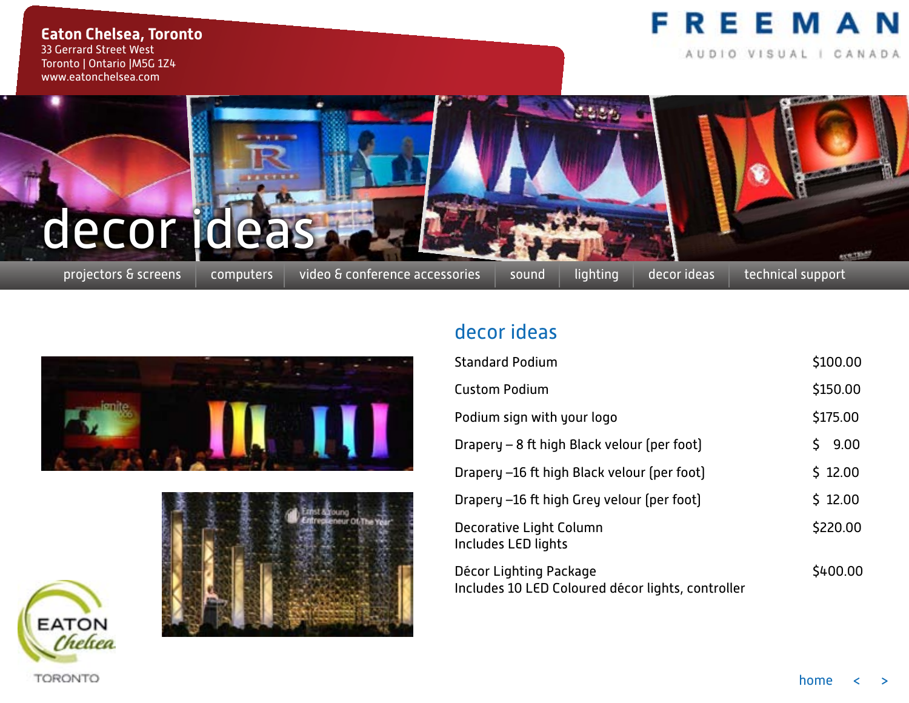**Eaton Chelsea, Toronto**
33 Gerrard Street West
Toronto | Ontario |M5G 1Z4
www.eatonchelsea.com

FREEMAN
AUDIO VISUAL | CANADA

# decor ideas

projectors & screens | computers | video & conference accessories | sound | lighting | decor ideas | technical support

## decor ideas

| Item | Price |
|---|---|
| Standard Podium | $100.00 |
| Custom Podium | $150.00 |
| Podium sign with your logo | $175.00 |
| Drapery – 8 ft high Black velour (per foot) | $ 9.00 |
| Drapery –16 ft high Black velour (per foot) | $ 12.00 |
| Drapery –16 ft high Grey velour (per foot) | $ 12.00 |
| Decorative Light Column<br>Includes LED lights | $220.00 |
| Décor Lighting Package<br>Includes 10 LED Coloured décor lights, controller | $400.00 |

EATON Chelsea TORONTO

home < >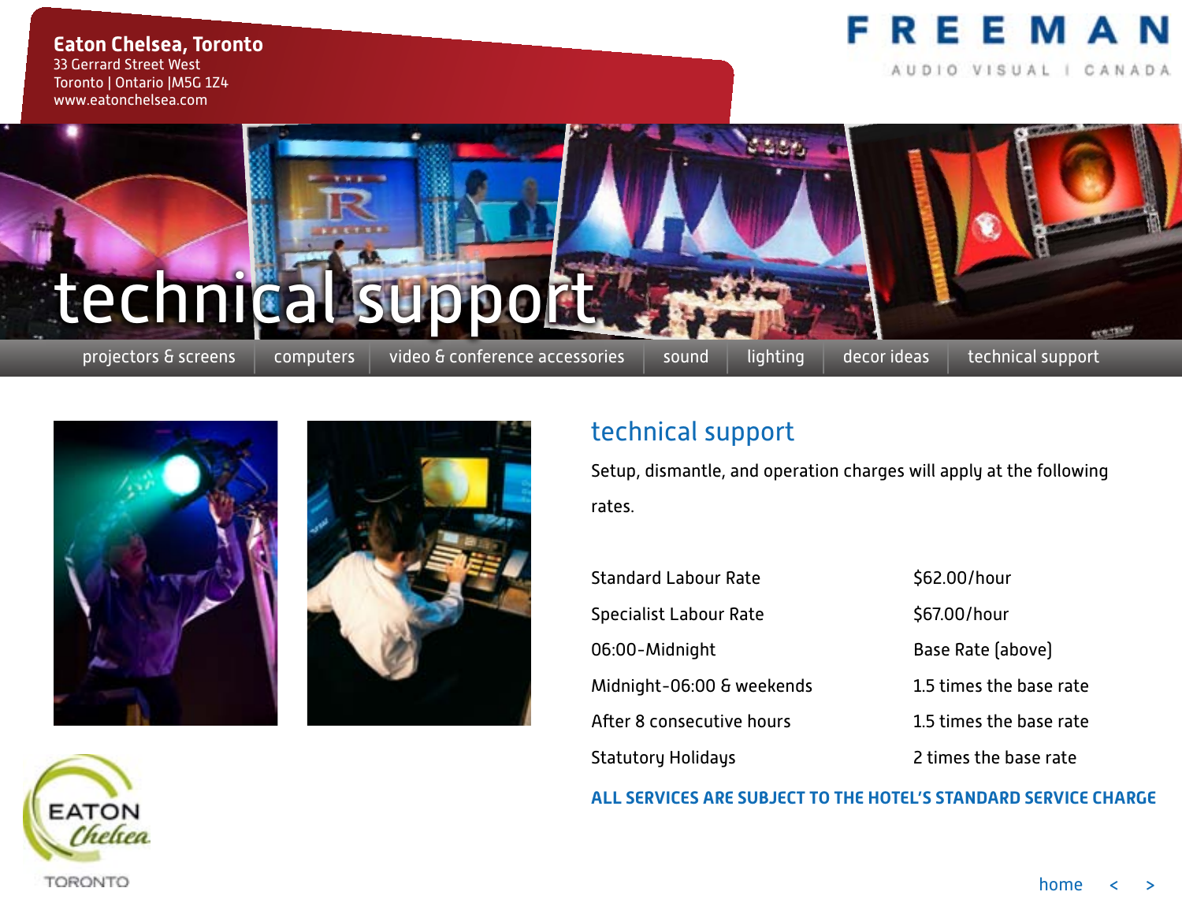**Eaton Chelsea, Toronto**
33 Gerrard Street West
Toronto | Ontario |M5G 1Z4
www.eatonchelsea.com

FREEMAN
AUDIO VISUAL | CANADA

# technical support

projectors & screens | computers | video & conference accessories | sound | lighting | decor ideas | technical support

## technical support

Setup, dismantle, and operation charges will apply at the following rates.

| | |
|---|---|
| Standard Labour Rate | $62.00/hour |
| Specialist Labour Rate | $67.00/hour |
| 06:00-Midnight | Base Rate (above) |
| Midnight-06:00 & weekends | 1.5 times the base rate |
| After 8 consecutive hours | 1.5 times the base rate |
| Statutory Holidays | 2 times the base rate |

**ALL SERVICES ARE SUBJECT TO THE HOTEL'S STANDARD SERVICE CHARGE**

EATON Chelsea TORONTO

home < >